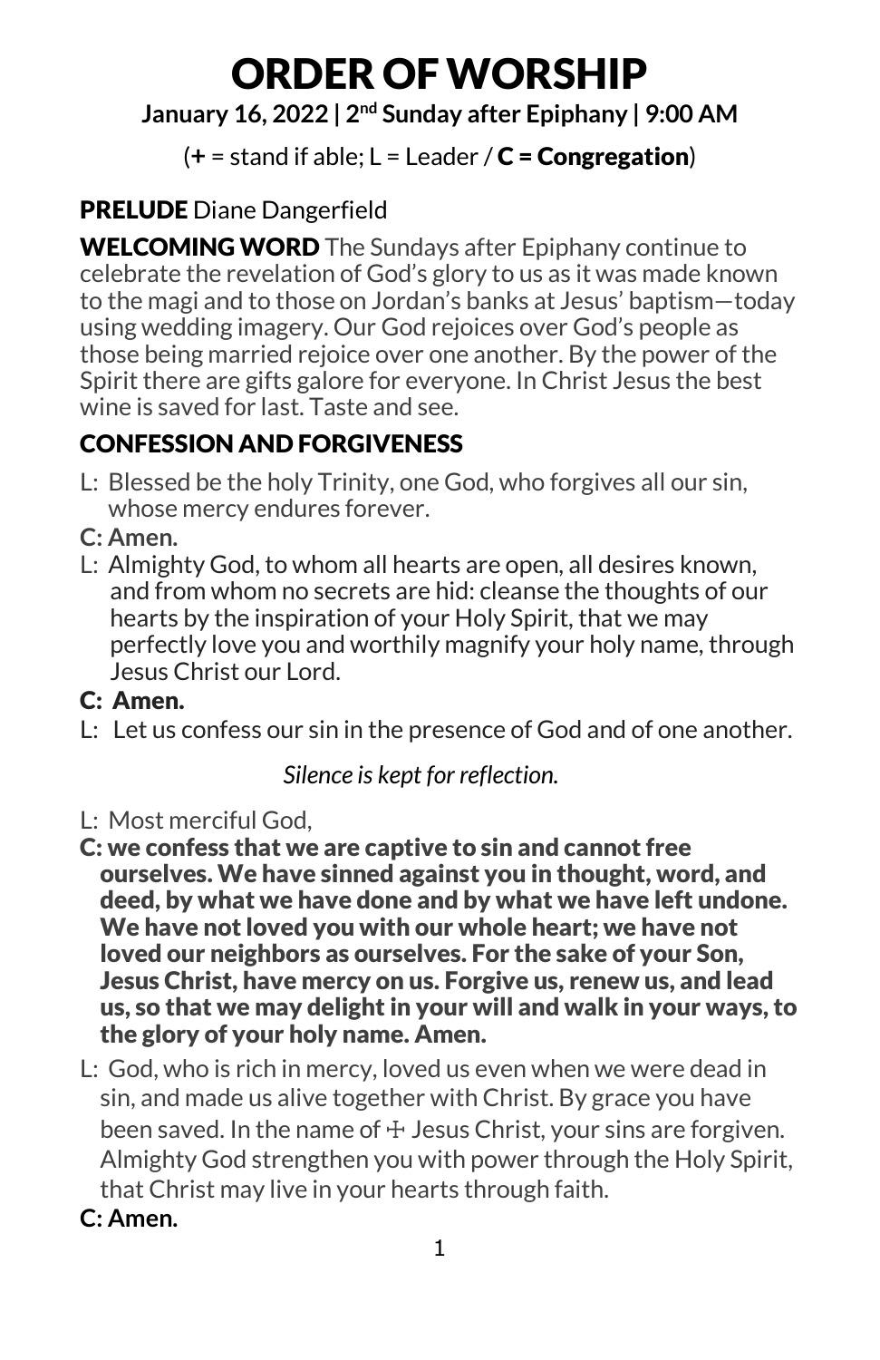# ORDER OF WORSHIP

**January 16, 2022 | 2nd Sunday after Epiphany | 9:00 AM**

(**+** = stand if able; L = Leader / **C = Congregation**)

**PRELUDE** Diane Dangerfield

**WELCOMING WORD** The Sundays after Epiphany continue to celebrate the revelation of God's glory to us as it was made known to the magi and to those on Jordan's banks at Jesus' baptism—today using wedding imagery. Our God rejoices over God's people as those being married rejoice over one another. By the power of the Spirit there are gifts galore for everyone. In Christ Jesus the best wine is saved for last. Taste and see.

## CONFESSION AND FORGIVENESS

L: Blessed be the holy Trinity, one God, who forgives all our sin, whose mercy endures forever.

**C: Amen.**

L: Almighty God, to whom all hearts are open, all desires known, and from whom no secrets are hid: cleanse the thoughts of our hearts by the inspiration of your Holy Spirit, that we may perfectly love you and worthily magnify your holy name, through Jesus Christ our Lord.

**C: Amen.**

L: Let us confess our sin in the presence of God and of one another.

*Silence is kept for reflection.*

L: Most merciful God,

**C: we confess that we are captive to sin and cannot free ourselves. We have sinned against you in thought, word, and deed, by what we have done and by what we have left undone. We have not loved you with our whole heart; we have not loved our neighbors as ourselves. For the sake of your Son, Jesus Christ, have mercy on us. Forgive us, renew us, and lead us, so that we may delight in your will and walk in your ways, to the glory of your holy name. Amen.**

L: God, who is rich in mercy, loved us even when we were dead in sin, and made us alive together with Christ. By grace you have been saved. In the name of ☩ Jesus Christ, your sins are forgiven. Almighty God strengthen you with power through the Holy Spirit, that Christ may live in your hearts through faith.

**C: Amen.**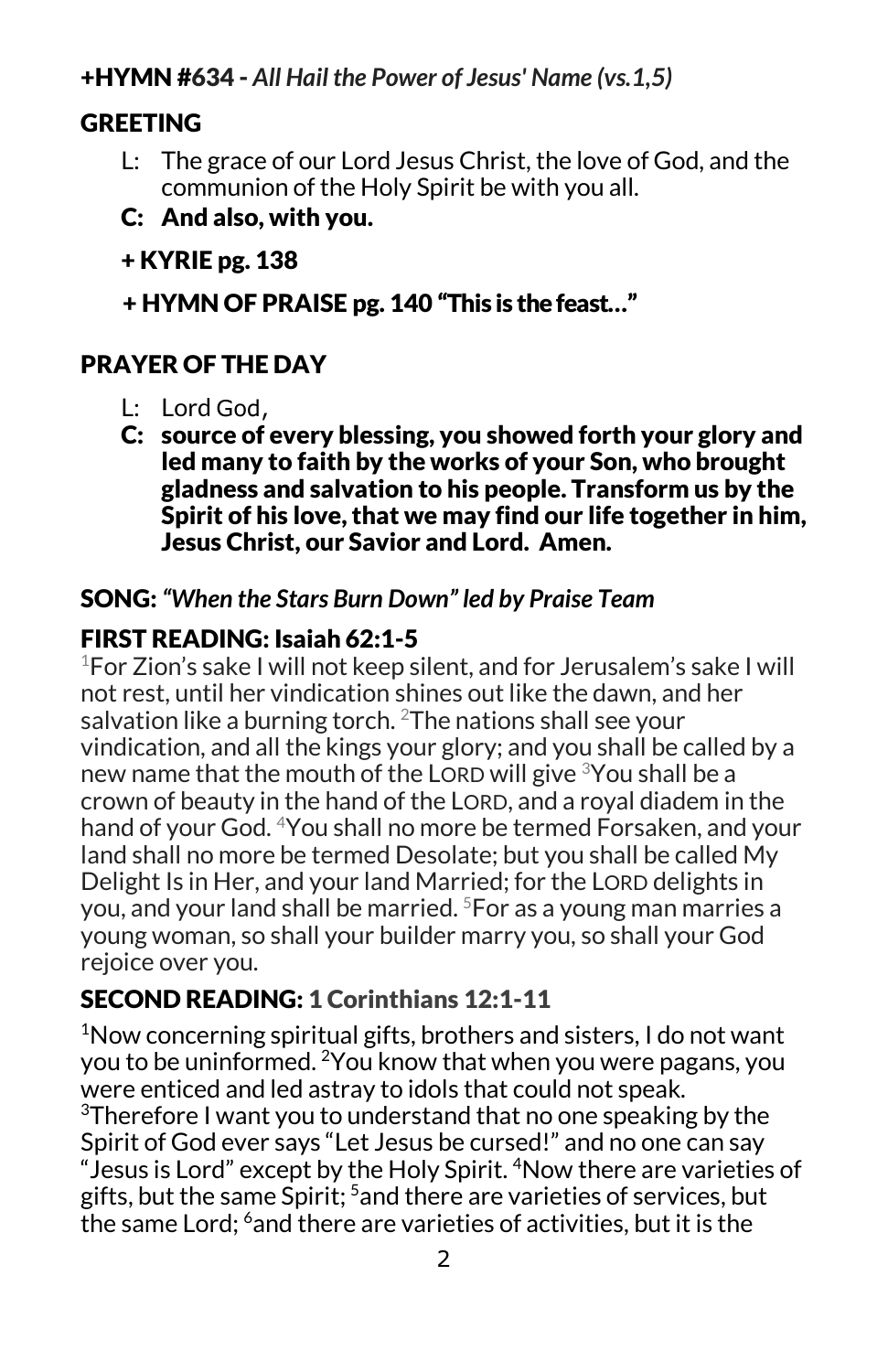**+HYMN #634 -** ***All Hail the Power of Jesus' Name (vs.1,5)***

## GREETING

L: The grace of our Lord Jesus Christ, the love of God, and the communion of the Holy Spirit be with you all.

**C: And also, with you.**

**+ KYRIE pg. 138**

**+ HYMN OF PRAISE pg. 140 "This is the feast…"**

## PRAYER OF THE DAY

L: Lord God,

**C: source of every blessing, you showed forth your glory and led many to faith by the works of your Son, who brought gladness and salvation to his people. Transform us by the Spirit of his love, that we may find our life together in him, Jesus Christ, our Savior and Lord. Amen.**

**SONG:** ***"When the Stars Burn Down" led by Praise Team***

## FIRST READING: Isaiah 62:1-5

[1]For Zion's sake I will not keep silent, and for Jerusalem's sake I will not rest, until her vindication shines out like the dawn, and her salvation like a burning torch. [2]The nations shall see your vindication, and all the kings your glory; and you shall be called by a new name that the mouth of the LORD will give [3]You shall be a crown of beauty in the hand of the LORD, and a royal diadem in the hand of your God. [4]You shall no more be termed Forsaken, and your land shall no more be termed Desolate; but you shall be called My Delight Is in Her, and your land Married; for the LORD delights in you, and your land shall be married. [5]For as a young man marries a young woman, so shall your builder marry you, so shall your God rejoice over you.

## SECOND READING: 1 Corinthians 12:1-11

[1]Now concerning spiritual gifts, brothers and sisters, I do not want you to be uninformed. [2]You know that when you were pagans, you were enticed and led astray to idols that could not speak. [3]Therefore I want you to understand that no one speaking by the Spirit of God ever says "Let Jesus be cursed!" and no one can say "Jesus is Lord" except by the Holy Spirit. [4]Now there are varieties of gifts, but the same Spirit; [5]and there are varieties of services, but the same Lord; [6]and there are varieties of activities, but it is the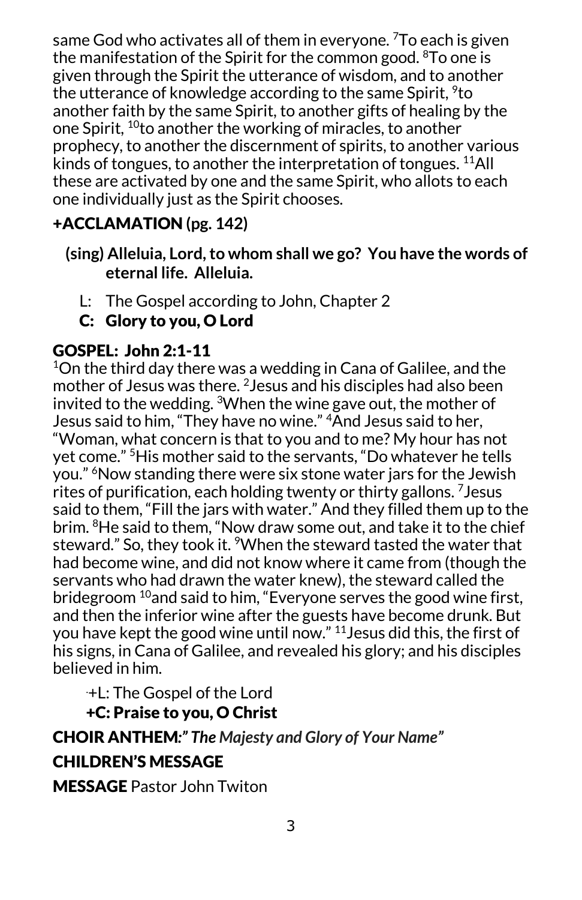same God who activates all of them in everyone. [7]To each is given the manifestation of the Spirit for the common good. [8]To one is given through the Spirit the utterance of wisdom, and to another the utterance of knowledge according to the same Spirit, [9]to another faith by the same Spirit, to another gifts of healing by the one Spirit, [10]to another the working of miracles, to another prophecy, to another the discernment of spirits, to another various kinds of tongues, to another the interpretation of tongues. [11]All these are activated by one and the same Spirit, who allots to each one individually just as the Spirit chooses.

## +ACCLAMATION (pg. 142)

**(sing) Alleluia, Lord, to whom shall we go? You have the words of eternal life. Alleluia.**

L: The Gospel according to John, Chapter 2

**C: Glory to you, O Lord**

## GOSPEL: John 2:1-11

[1]On the third day there was a wedding in Cana of Galilee, and the mother of Jesus was there. [2]Jesus and his disciples had also been invited to the wedding. [3]When the wine gave out, the mother of Jesus said to him, "They have no wine." [4]And Jesus said to her, "Woman, what concern is that to you and to me? My hour has not yet come." [5]His mother said to the servants, "Do whatever he tells you." [6]Now standing there were six stone water jars for the Jewish rites of purification, each holding twenty or thirty gallons. [7]Jesus said to them, "Fill the jars with water." And they filled them up to the brim. [8]He said to them, "Now draw some out, and take it to the chief steward." So, they took it. [9]When the steward tasted the water that had become wine, and did not know where it came from (though the servants who had drawn the water knew), the steward called the bridegroom [10]and said to him, "Everyone serves the good wine first, and then the inferior wine after the guests have become drunk. But you have kept the good wine until now." [11]Jesus did this, the first of his signs, in Cana of Galilee, and revealed his glory; and his disciples believed in him.

+L: The Gospel of the Lord

**+C: Praise to you, O Christ**

## CHOIR ANTHEM: *"The Majesty and Glory of Your Name"*

## CHILDREN'S MESSAGE

**MESSAGE** Pastor John Twiton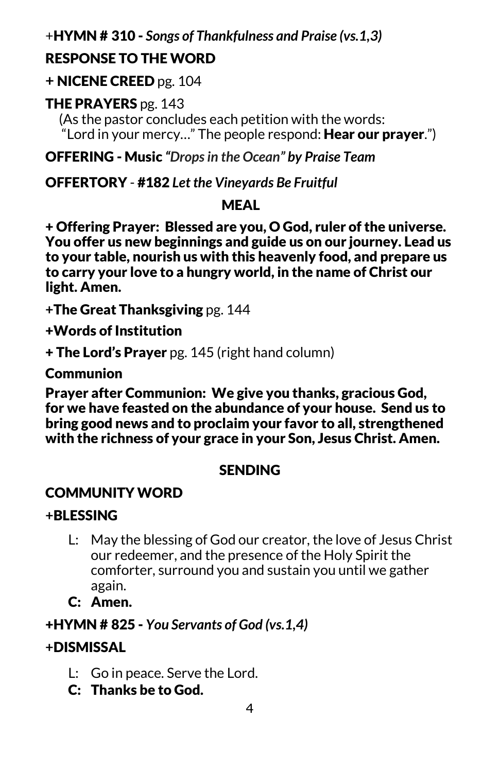+**HYMN # 310 -** ***Songs of Thankfulness and Praise (vs.1,3)***

**RESPONSE TO THE WORD**

**+ NICENE CREED** pg. 104

**THE PRAYERS** pg. 143
(As the pastor concludes each petition with the words:
"Lord in your mercy…" The people respond: **Hear our prayer**.")

**OFFERING - Music** ***"Drops in the Ocean" by Praise Team***

**OFFERTORY** - **#182** ***Let the Vineyards Be Fruitful***

## MEAL

**+ Offering Prayer: Blessed are you, O God, ruler of the universe. You offer us new beginnings and guide us on our journey. Lead us to your table, nourish us with this heavenly food, and prepare us to carry your love to a hungry world, in the name of Christ our light. Amen.**

**+The Great Thanksgiving** pg. 144

**+Words of Institution**

**+ The Lord's Prayer** pg. 145 (right hand column)

**Communion**

**Prayer after Communion: We give you thanks, gracious God, for we have feasted on the abundance of your house. Send us to bring good news and to proclaim your favor to all, strengthened with the richness of your grace in your Son, Jesus Christ. Amen.**

## SENDING

**COMMUNITY WORD**

**+BLESSING**

L: May the blessing of God our creator, the love of Jesus Christ our redeemer, and the presence of the Holy Spirit the comforter, surround you and sustain you until we gather again.

**C: Amen.**

**+HYMN # 825 -** ***You Servants of God (vs.1,4)***

**+DISMISSAL**

L: Go in peace. Serve the Lord.

**C: Thanks be to God.**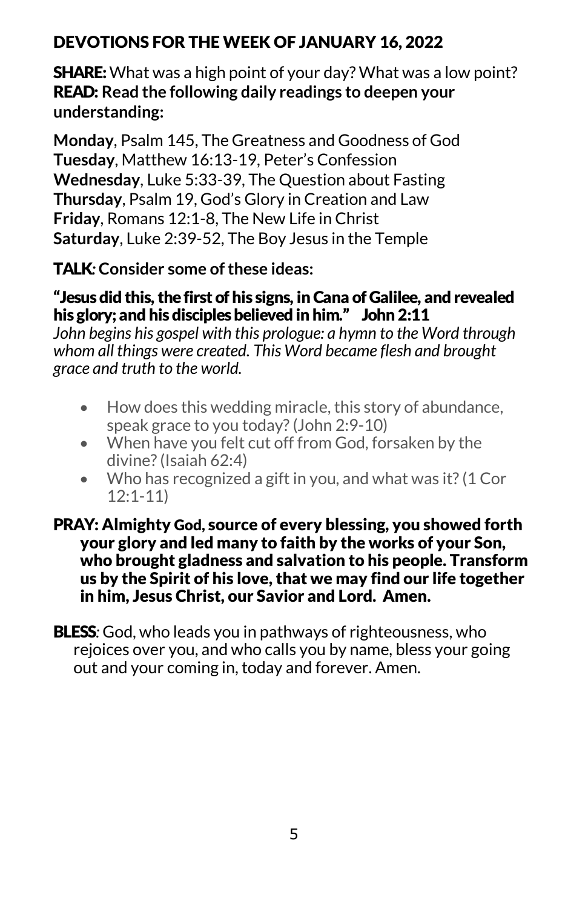## DEVOTIONS FOR THE WEEK OF JANUARY 16, 2022

**SHARE:** What was a high point of your day? What was a low point?
**READ: Read the following daily readings to deepen your understanding:**

**Monday**, Psalm 145, The Greatness and Goodness of God
**Tuesday**, Matthew 16:13-19, Peter's Confession
**Wednesday**, Luke 5:33-39, The Question about Fasting
**Thursday**, Psalm 19, God's Glory in Creation and Law
**Friday**, Romans 12:1-8, The New Life in Christ
**Saturday**, Luke 2:39-52, The Boy Jesus in the Temple

**TALK: Consider some of these ideas:**

**"Jesus did this, the first of his signs, in Cana of Galilee, and revealed his glory; and his disciples believed in him." John 2:11**
*John begins his gospel with this prologue: a hymn to the Word through whom all things were created. This Word became flesh and brought grace and truth to the world.*

- How does this wedding miracle, this story of abundance, speak grace to you today? (John 2:9-10)
- When have you felt cut off from God, forsaken by the divine? (Isaiah 62:4)
- Who has recognized a gift in you, and what was it? (1 Cor 12:1-11)

**PRAY: Almighty God, source of every blessing, you showed forth your glory and led many to faith by the works of your Son, who brought gladness and salvation to his people. Transform us by the Spirit of his love, that we may find our life together in him, Jesus Christ, our Savior and Lord. Amen.**

**BLESS:** God, who leads you in pathways of righteousness, who rejoices over you, and who calls you by name, bless your going out and your coming in, today and forever. Amen.